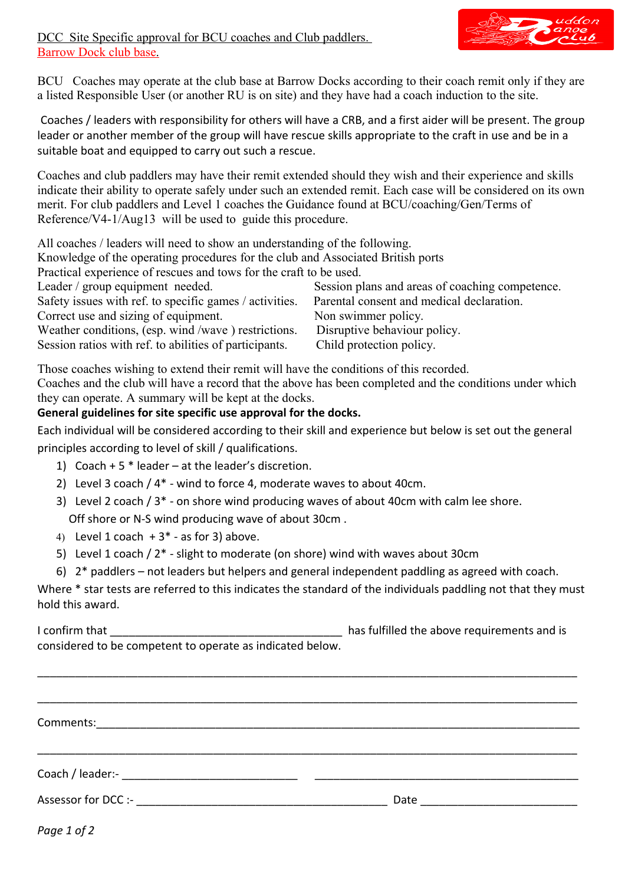DCC Site Specific approval for BCU coaches and Club paddlers.
Barrow Dock club base.

BCU Coaches may operate at the club base at Barrow Docks according to their coach remit only if they are a listed Responsible User (or another RU is on site) and they have had a coach induction to the site.

Coaches / leaders with responsibility for others will have a CRB, and a first aider will be present. The group leader or another member of the group will have rescue skills appropriate to the craft in use and be in a suitable boat and equipped to carry out such a rescue.

Coaches and club paddlers may have their remit extended should they wish and their experience and skills indicate their ability to operate safely under such an extended remit. Each case will be considered on its own merit. For club paddlers and Level 1 coaches the Guidance found at BCU/coaching/Gen/Terms of Reference/V4-1/Aug13 will be used to guide this procedure.

All coaches / leaders will need to show an understanding of the following.
Knowledge of the operating procedures for the club and Associated British ports
Practical experience of rescues and tows for the craft to be used.
Leader / group equipment needed.
Safety issues with ref. to specific games / activities.
Correct use and sizing of equipment.
Weather conditions, (esp. wind /wave ) restrictions.
Session ratios with ref. to abilities of participants.
Session plans and areas of coaching competence.
Parental consent and medical declaration.
Non swimmer policy.
Disruptive behaviour policy.
Child protection policy.

Those coaches wishing to extend their remit will have the conditions of this recorded.
Coaches and the club will have a record that the above has been completed and the conditions under which they can operate. A summary will be kept at the docks.

**General guidelines for site specific use approval for the docks.**

Each individual will be considered according to their skill and experience but below is set out the general principles according to level of skill / qualifications.

1) Coach + 5 * leader – at the leader's discretion.
2) Level 3 coach / 4* - wind to force 4, moderate waves to about 40cm.
3) Level 2 coach / 3* - on shore wind producing waves of about 40cm with calm lee shore.
   Off shore or N-S wind producing wave of about 30cm .
4) Level 1 coach + 3* - as for 3) above.
5) Level 1 coach / 2* - slight to moderate (on shore) wind with waves about 30cm
6) 2* paddlers – not leaders but helpers and general independent paddling as agreed with coach.

Where * star tests are referred to this indicates the standard of the individuals paddling not that they must hold this award.

I confirm that ______________________________________ has fulfilled the above requirements and is considered to be competent to operate as indicated below.

___________________________________________________________________________________

___________________________________________________________________________________

Comments:__________________________________________________________________________

___________________________________________________________________________________

Coach / leader:- ____________________________ ____________________________________________

Assessor for DCC :- _________________________________________ Date _________________________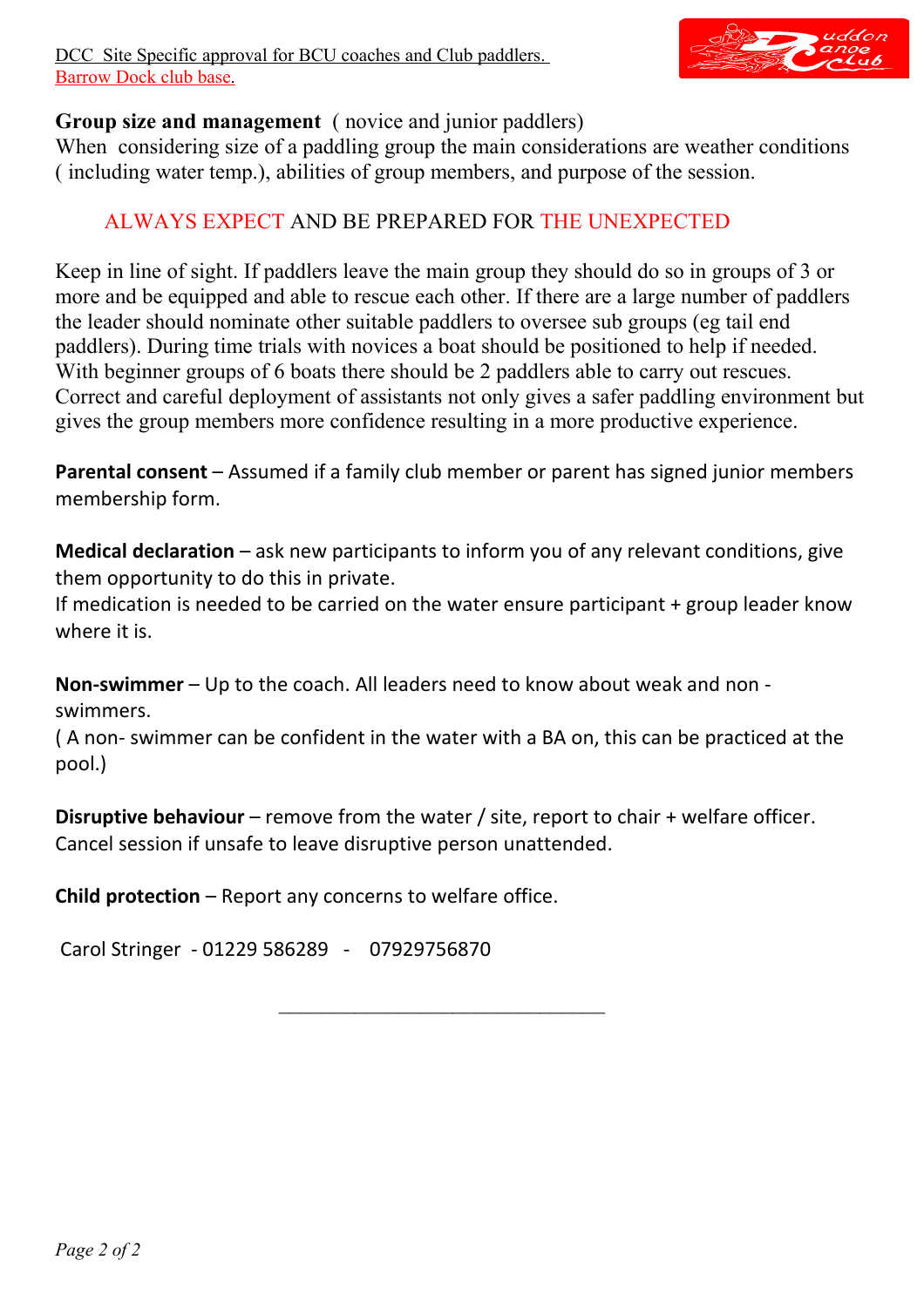DCC Site Specific approval for BCU coaches and Club paddlers.
Barrow Dock club base.

**Group size and management** ( novice and junior paddlers)
When considering size of a paddling group the main considerations are weather conditions ( including water temp.), abilities of group members, and purpose of the session.

ALWAYS EXPECT AND BE PREPARED FOR THE UNEXPECTED

Keep in line of sight. If paddlers leave the main group they should do so in groups of 3 or more and be equipped and able to rescue each other. If there are a large number of paddlers the leader should nominate other suitable paddlers to oversee sub groups (eg tail end paddlers). During time trials with novices a boat should be positioned to help if needed. With beginner groups of 6 boats there should be 2 paddlers able to carry out rescues. Correct and careful deployment of assistants not only gives a safer paddling environment but gives the group members more confidence resulting in a more productive experience.

**Parental consent** – Assumed if a family club member or parent has signed junior members membership form.

**Medical declaration** – ask new participants to inform you of any relevant conditions, give them opportunity to do this in private.
If medication is needed to be carried on the water ensure participant + group leader know where it is.

**Non-swimmer** – Up to the coach. All leaders need to know about weak and non - swimmers.
( A non- swimmer can be confident in the water with a BA on, this can be practiced at the pool.)

**Disruptive behaviour** – remove from the water / site, report to chair + welfare officer. Cancel session if unsafe to leave disruptive person unattended.

**Child protection** – Report any concerns to welfare office.

Carol Stringer - 01229 586289 - 07929756870

---